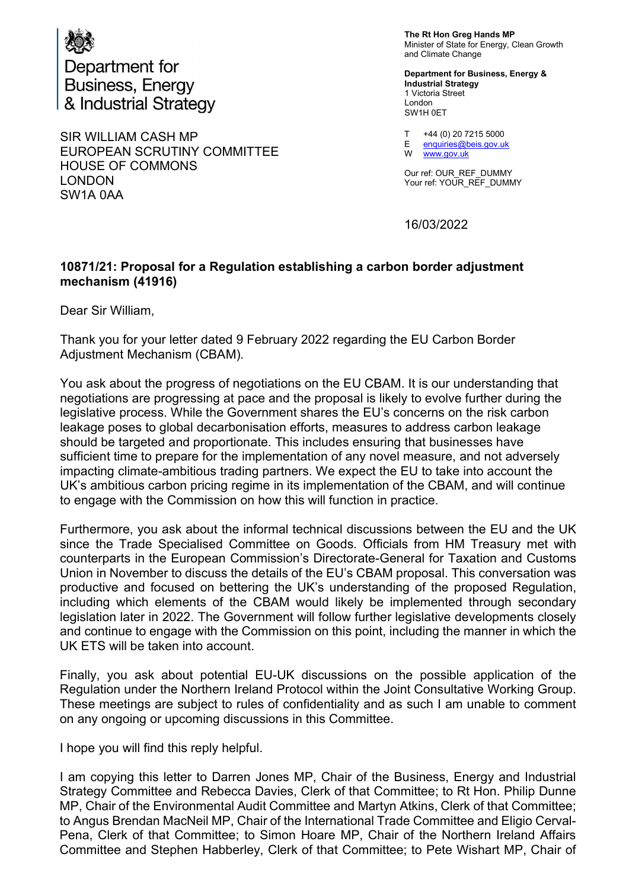Department for
Business, Energy
& Industrial Strategy

**The Rt Hon Greg Hands MP**
Minister of State for Energy, Clean Growth and Climate Change

**Department for Business, Energy & Industrial Strategy**
1 Victoria Street
London
SW1H 0ET

T +44 (0) 20 7215 5000
E enquiries@beis.gov.uk
W www.gov.uk

Our ref: OUR_REF_DUMMY
Your ref: YOUR_REF_DUMMY

SIR WILLIAM CASH MP
EUROPEAN SCRUTINY COMMITTEE
HOUSE OF COMMONS
LONDON
SW1A 0AA

16/03/2022

**10871/21: Proposal for a Regulation establishing a carbon border adjustment mechanism (41916)**

Dear Sir William,

Thank you for your letter dated 9 February 2022 regarding the EU Carbon Border Adjustment Mechanism (CBAM).

You ask about the progress of negotiations on the EU CBAM. It is our understanding that negotiations are progressing at pace and the proposal is likely to evolve further during the legislative process. While the Government shares the EU's concerns on the risk carbon leakage poses to global decarbonisation efforts, measures to address carbon leakage should be targeted and proportionate. This includes ensuring that businesses have sufficient time to prepare for the implementation of any novel measure, and not adversely impacting climate-ambitious trading partners. We expect the EU to take into account the UK's ambitious carbon pricing regime in its implementation of the CBAM, and will continue to engage with the Commission on how this will function in practice.

Furthermore, you ask about the informal technical discussions between the EU and the UK since the Trade Specialised Committee on Goods. Officials from HM Treasury met with counterparts in the European Commission's Directorate-General for Taxation and Customs Union in November to discuss the details of the EU's CBAM proposal. This conversation was productive and focused on bettering the UK's understanding of the proposed Regulation, including which elements of the CBAM would likely be implemented through secondary legislation later in 2022. The Government will follow further legislative developments closely and continue to engage with the Commission on this point, including the manner in which the UK ETS will be taken into account.

Finally, you ask about potential EU-UK discussions on the possible application of the Regulation under the Northern Ireland Protocol within the Joint Consultative Working Group. These meetings are subject to rules of confidentiality and as such I am unable to comment on any ongoing or upcoming discussions in this Committee.

I hope you will find this reply helpful.

I am copying this letter to Darren Jones MP, Chair of the Business, Energy and Industrial Strategy Committee and Rebecca Davies, Clerk of that Committee; to Rt Hon. Philip Dunne MP, Chair of the Environmental Audit Committee and Martyn Atkins, Clerk of that Committee; to Angus Brendan MacNeil MP, Chair of the International Trade Committee and Eligio Cerval-Pena, Clerk of that Committee; to Simon Hoare MP, Chair of the Northern Ireland Affairs Committee and Stephen Habberley, Clerk of that Committee; to Pete Wishart MP, Chair of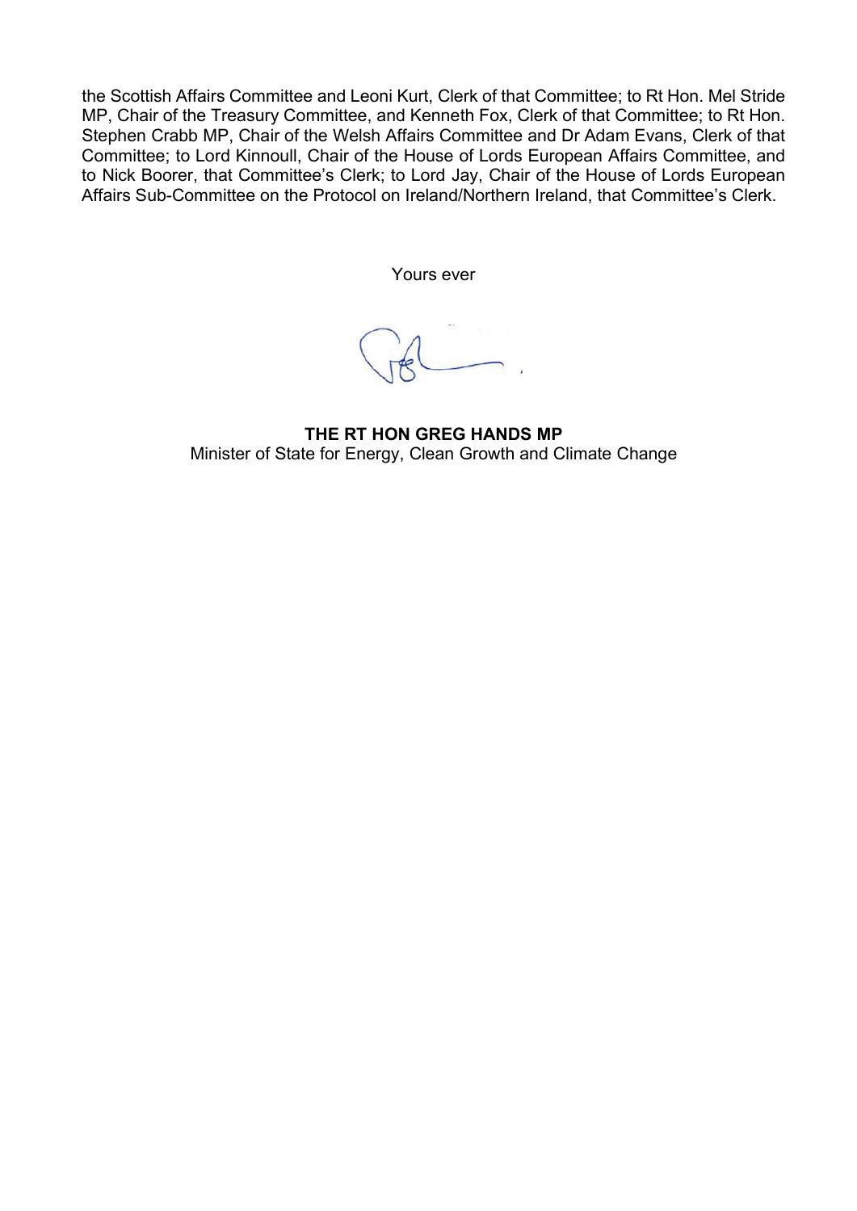the Scottish Affairs Committee and Leoni Kurt, Clerk of that Committee; to Rt Hon. Mel Stride MP, Chair of the Treasury Committee, and Kenneth Fox, Clerk of that Committee; to Rt Hon. Stephen Crabb MP, Chair of the Welsh Affairs Committee and Dr Adam Evans, Clerk of that Committee; to Lord Kinnoull, Chair of the House of Lords European Affairs Committee, and to Nick Boorer, that Committee's Clerk; to Lord Jay, Chair of the House of Lords European Affairs Sub-Committee on the Protocol on Ireland/Northern Ireland, that Committee's Clerk.

Yours ever

**THE RT HON GREG HANDS MP**
Minister of State for Energy, Clean Growth and Climate Change